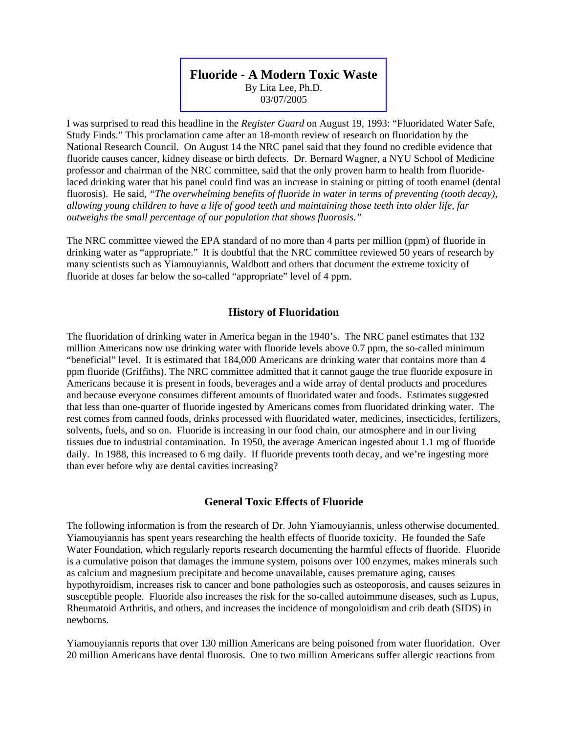# Fluoride - A Modern Toxic Waste

By Lita Lee, Ph.D.
03/07/2005

I was surprised to read this headline in the *Register Guard* on August 19, 1993: "Fluoridated Water Safe, Study Finds." This proclamation came after an 18-month review of research on fluoridation by the National Research Council. On August 14 the NRC panel said that they found no credible evidence that fluoride causes cancer, kidney disease or birth defects. Dr. Bernard Wagner, a NYU School of Medicine professor and chairman of the NRC committee, said that the only proven harm to health from fluoride-laced drinking water that his panel could find was an increase in staining or pitting of tooth enamel (dental fluorosis). He said, *"The overwhelming benefits of fluoride in water in terms of preventing (tooth decay), allowing young children to have a life of good teeth and maintaining those teeth into older life, far outweighs the small percentage of our population that shows fluorosis."*

The NRC committee viewed the EPA standard of no more than 4 parts per million (ppm) of fluoride in drinking water as "appropriate." It is doubtful that the NRC committee reviewed 50 years of research by many scientists such as Yiamouyiannis, Waldbott and others that document the extreme toxicity of fluoride at doses far below the so-called "appropriate" level of 4 ppm.

## History of Fluoridation

The fluoridation of drinking water in America began in the 1940's. The NRC panel estimates that 132 million Americans now use drinking water with fluoride levels above 0.7 ppm, the so-called minimum "beneficial" level. It is estimated that 184,000 Americans are drinking water that contains more than 4 ppm fluoride (Griffiths). The NRC committee admitted that it cannot gauge the true fluoride exposure in Americans because it is present in foods, beverages and a wide array of dental products and procedures and because everyone consumes different amounts of fluoridated water and foods. Estimates suggested that less than one-quarter of fluoride ingested by Americans comes from fluoridated drinking water. The rest comes from canned foods, drinks processed with fluoridated water, medicines, insecticides, fertilizers, solvents, fuels, and so on. Fluoride is increasing in our food chain, our atmosphere and in our living tissues due to industrial contamination. In 1950, the average American ingested about 1.1 mg of fluoride daily. In 1988, this increased to 6 mg daily. If fluoride prevents tooth decay, and we're ingesting more than ever before why are dental cavities increasing?

## General Toxic Effects of Fluoride

The following information is from the research of Dr. John Yiamouyiannis, unless otherwise documented. Yiamouyiannis has spent years researching the health effects of fluoride toxicity. He founded the Safe Water Foundation, which regularly reports research documenting the harmful effects of fluoride. Fluoride is a cumulative poison that damages the immune system, poisons over 100 enzymes, makes minerals such as calcium and magnesium precipitate and become unavailable, causes premature aging, causes hypothyroidism, increases risk to cancer and bone pathologies such as osteoporosis, and causes seizures in susceptible people. Fluoride also increases the risk for the so-called autoimmune diseases, such as Lupus, Rheumatoid Arthritis, and others, and increases the incidence of mongoloidism and crib death (SIDS) in newborns.

Yiamouyiannis reports that over 130 million Americans are being poisoned from water fluoridation. Over 20 million Americans have dental fluorosis. One to two million Americans suffer allergic reactions from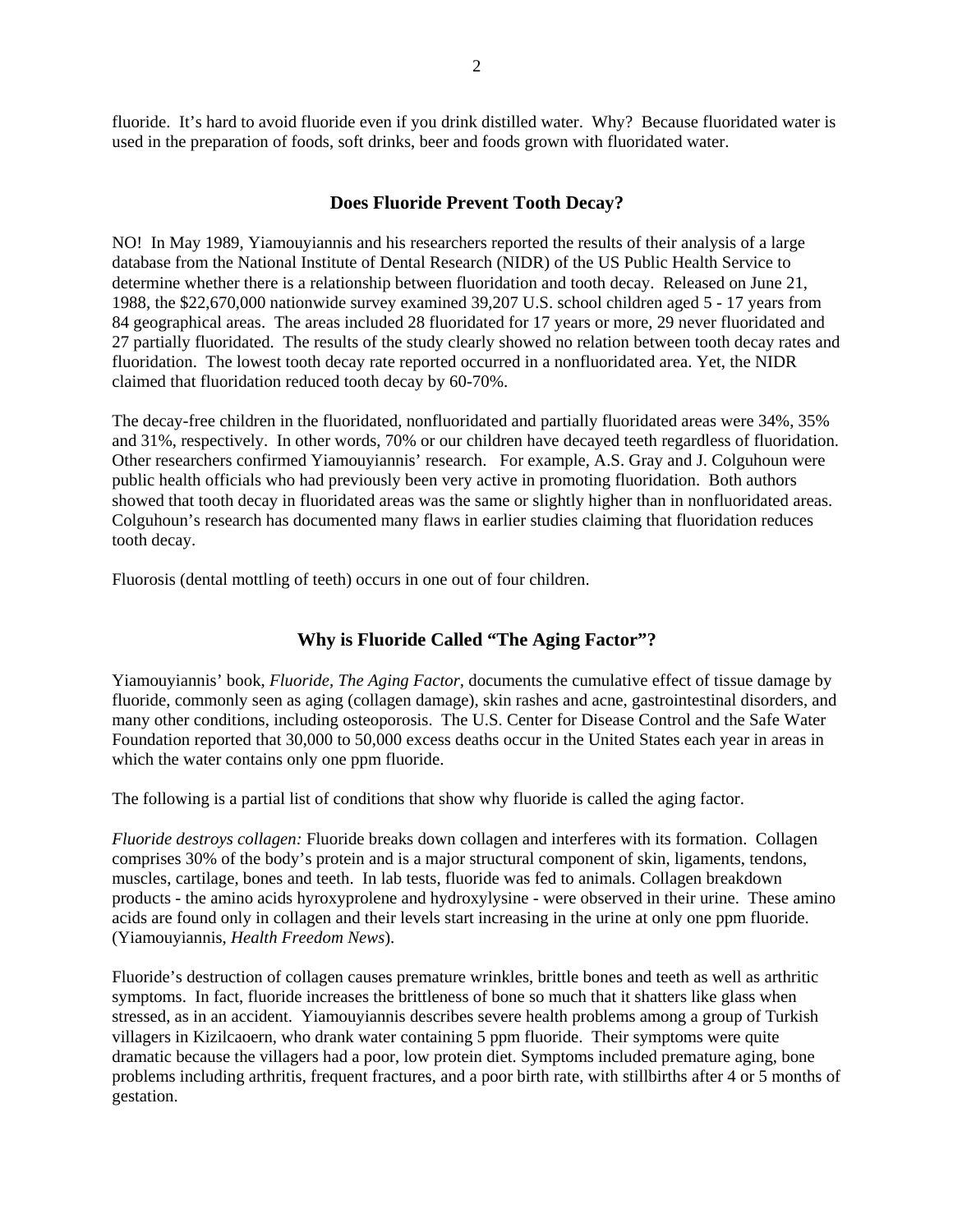fluoride. It's hard to avoid fluoride even if you drink distilled water. Why? Because fluoridated water is used in the preparation of foods, soft drinks, beer and foods grown with fluoridated water.

## Does Fluoride Prevent Tooth Decay?

NO! In May 1989, Yiamouyiannis and his researchers reported the results of their analysis of a large database from the National Institute of Dental Research (NIDR) of the US Public Health Service to determine whether there is a relationship between fluoridation and tooth decay. Released on June 21, 1988, the $22,670,000 nationwide survey examined 39,207 U.S. school children aged 5 - 17 years from 84 geographical areas. The areas included 28 fluoridated for 17 years or more, 29 never fluoridated and 27 partially fluoridated. The results of the study clearly showed no relation between tooth decay rates and fluoridation. The lowest tooth decay rate reported occurred in a nonfluoridated area. Yet, the NIDR claimed that fluoridation reduced tooth decay by 60-70%.

The decay-free children in the fluoridated, nonfluoridated and partially fluoridated areas were 34%, 35% and 31%, respectively. In other words, 70% or our children have decayed teeth regardless of fluoridation. Other researchers confirmed Yiamouyiannis' research. For example, A.S. Gray and J. Colguhoun were public health officials who had previously been very active in promoting fluoridation. Both authors showed that tooth decay in fluoridated areas was the same or slightly higher than in nonfluoridated areas. Colguhoun's research has documented many flaws in earlier studies claiming that fluoridation reduces tooth decay.

Fluorosis (dental mottling of teeth) occurs in one out of four children.

## Why is Fluoride Called "The Aging Factor"?

Yiamouyiannis' book, *Fluoride, The Aging Factor,* documents the cumulative effect of tissue damage by fluoride, commonly seen as aging (collagen damage), skin rashes and acne, gastrointestinal disorders, and many other conditions, including osteoporosis. The U.S. Center for Disease Control and the Safe Water Foundation reported that 30,000 to 50,000 excess deaths occur in the United States each year in areas in which the water contains only one ppm fluoride.

The following is a partial list of conditions that show why fluoride is called the aging factor.

*Fluoride destroys collagen:* Fluoride breaks down collagen and interferes with its formation. Collagen comprises 30% of the body's protein and is a major structural component of skin, ligaments, tendons, muscles, cartilage, bones and teeth. In lab tests, fluoride was fed to animals. Collagen breakdown products - the amino acids hyroxyprolene and hydroxylysine - were observed in their urine. These amino acids are found only in collagen and their levels start increasing in the urine at only one ppm fluoride. (Yiamouyiannis, *Health Freedom News*).

Fluoride's destruction of collagen causes premature wrinkles, brittle bones and teeth as well as arthritic symptoms. In fact, fluoride increases the brittleness of bone so much that it shatters like glass when stressed, as in an accident. Yiamouyiannis describes severe health problems among a group of Turkish villagers in Kizilcaoern, who drank water containing 5 ppm fluoride. Their symptoms were quite dramatic because the villagers had a poor, low protein diet. Symptoms included premature aging, bone problems including arthritis, frequent fractures, and a poor birth rate, with stillbirths after 4 or 5 months of gestation.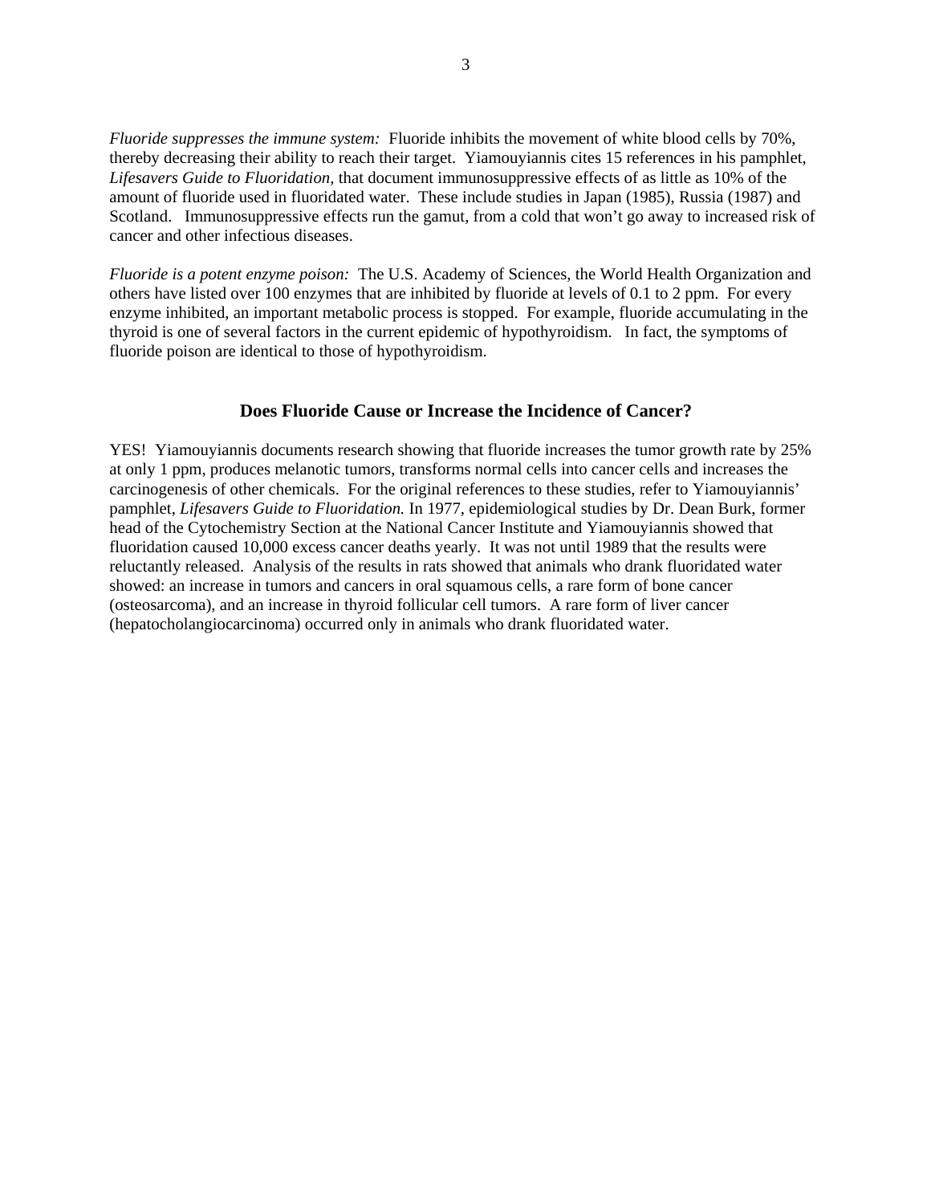*Fluoride suppresses the immune system:* Fluoride inhibits the movement of white blood cells by 70%, thereby decreasing their ability to reach their target. Yiamouyiannis cites 15 references in his pamphlet, *Lifesavers Guide to Fluoridation,* that document immunosuppressive effects of as little as 10% of the amount of fluoride used in fluoridated water. These include studies in Japan (1985), Russia (1987) and Scotland. Immunosuppressive effects run the gamut, from a cold that won't go away to increased risk of cancer and other infectious diseases.

*Fluoride is a potent enzyme poison:* The U.S. Academy of Sciences, the World Health Organization and others have listed over 100 enzymes that are inhibited by fluoride at levels of 0.1 to 2 ppm. For every enzyme inhibited, an important metabolic process is stopped. For example, fluoride accumulating in the thyroid is one of several factors in the current epidemic of hypothyroidism. In fact, the symptoms of fluoride poison are identical to those of hypothyroidism.

## Does Fluoride Cause or Increase the Incidence of Cancer?

YES! Yiamouyiannis documents research showing that fluoride increases the tumor growth rate by 25% at only 1 ppm, produces melanotic tumors, transforms normal cells into cancer cells and increases the carcinogenesis of other chemicals. For the original references to these studies, refer to Yiamouyiannis' pamphlet, *Lifesavers Guide to Fluoridation.* In 1977, epidemiological studies by Dr. Dean Burk, former head of the Cytochemistry Section at the National Cancer Institute and Yiamouyiannis showed that fluoridation caused 10,000 excess cancer deaths yearly. It was not until 1989 that the results were reluctantly released. Analysis of the results in rats showed that animals who drank fluoridated water showed: an increase in tumors and cancers in oral squamous cells, a rare form of bone cancer (osteosarcoma), and an increase in thyroid follicular cell tumors. A rare form of liver cancer (hepatocholangiocarcinoma) occurred only in animals who drank fluoridated water.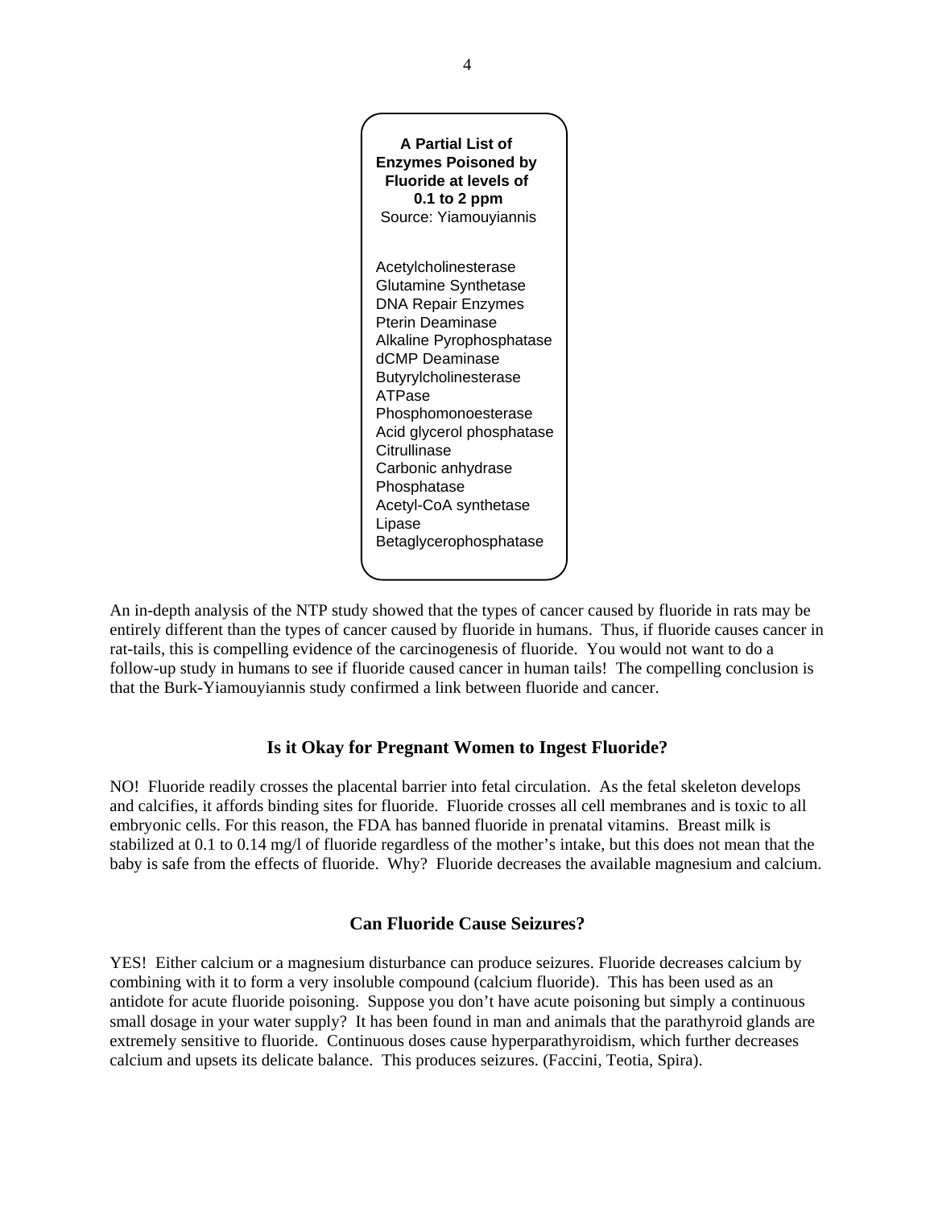**A Partial List of Enzymes Poisoned by Fluoride at levels of 0.1 to 2 ppm**
Source: Yiamouyiannis

Acetylcholinesterase
Glutamine Synthetase
DNA Repair Enzymes
Pterin Deaminase
Alkaline Pyrophosphatase
dCMP Deaminase
Butyrylcholinesterase
ATPase
Phosphomonoesterase
Acid glycerol phosphatase
Citrullinase
Carbonic anhydrase
Phosphatase
Acetyl-CoA synthetase
Lipase
Betaglycerophosphatase

An in-depth analysis of the NTP study showed that the types of cancer caused by fluoride in rats may be entirely different than the types of cancer caused by fluoride in humans. Thus, if fluoride causes cancer in rat-tails, this is compelling evidence of the carcinogenesis of fluoride. You would not want to do a follow-up study in humans to see if fluoride caused cancer in human tails! The compelling conclusion is that the Burk-Yiamouyiannis study confirmed a link between fluoride and cancer.

## Is it Okay for Pregnant Women to Ingest Fluoride?

NO! Fluoride readily crosses the placental barrier into fetal circulation. As the fetal skeleton develops and calcifies, it affords binding sites for fluoride. Fluoride crosses all cell membranes and is toxic to all embryonic cells. For this reason, the FDA has banned fluoride in prenatal vitamins. Breast milk is stabilized at 0.1 to 0.14 mg/l of fluoride regardless of the mother's intake, but this does not mean that the baby is safe from the effects of fluoride. Why? Fluoride decreases the available magnesium and calcium.

## Can Fluoride Cause Seizures?

YES! Either calcium or a magnesium disturbance can produce seizures. Fluoride decreases calcium by combining with it to form a very insoluble compound (calcium fluoride). This has been used as an antidote for acute fluoride poisoning. Suppose you don't have acute poisoning but simply a continuous small dosage in your water supply? It has been found in man and animals that the parathyroid glands are extremely sensitive to fluoride. Continuous doses cause hyperparathyroidism, which further decreases calcium and upsets its delicate balance. This produces seizures. (Faccini, Teotia, Spira).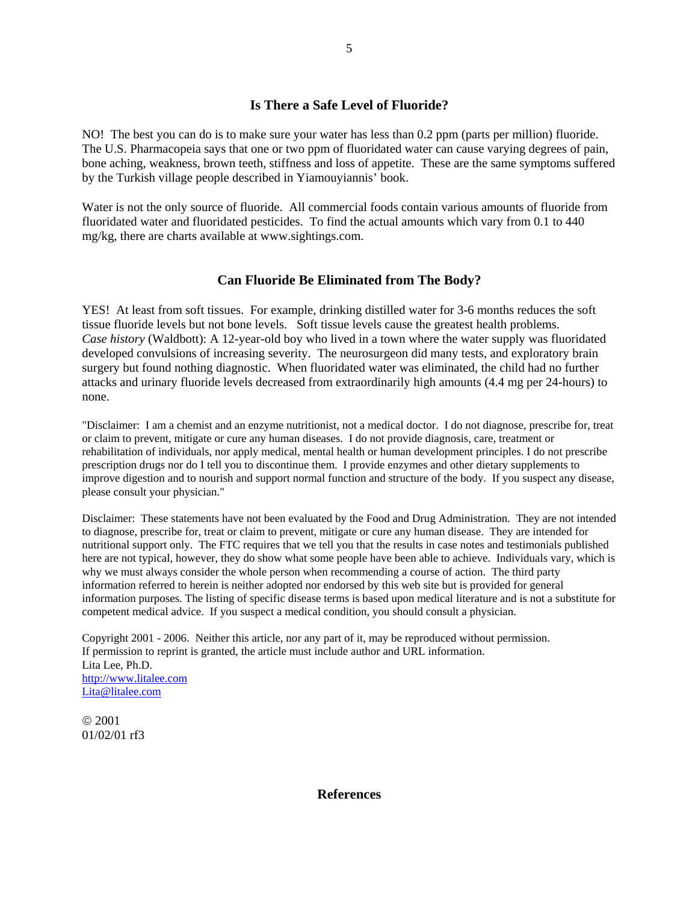## Is There a Safe Level of Fluoride?

NO! The best you can do is to make sure your water has less than 0.2 ppm (parts per million) fluoride. The U.S. Pharmacopeia says that one or two ppm of fluoridated water can cause varying degrees of pain, bone aching, weakness, brown teeth, stiffness and loss of appetite. These are the same symptoms suffered by the Turkish village people described in Yiamouyiannis' book.

Water is not the only source of fluoride. All commercial foods contain various amounts of fluoride from fluoridated water and fluoridated pesticides. To find the actual amounts which vary from 0.1 to 440 mg/kg, there are charts available at www.sightings.com.

## Can Fluoride Be Eliminated from The Body?

YES! At least from soft tissues. For example, drinking distilled water for 3-6 months reduces the soft tissue fluoride levels but not bone levels. Soft tissue levels cause the greatest health problems. *Case history* (Waldbott): A 12-year-old boy who lived in a town where the water supply was fluoridated developed convulsions of increasing severity. The neurosurgeon did many tests, and exploratory brain surgery but found nothing diagnostic. When fluoridated water was eliminated, the child had no further attacks and urinary fluoride levels decreased from extraordinarily high amounts (4.4 mg per 24-hours) to none.

"Disclaimer: I am a chemist and an enzyme nutritionist, not a medical doctor. I do not diagnose, prescribe for, treat or claim to prevent, mitigate or cure any human diseases. I do not provide diagnosis, care, treatment or rehabilitation of individuals, nor apply medical, mental health or human development principles. I do not prescribe prescription drugs nor do I tell you to discontinue them. I provide enzymes and other dietary supplements to improve digestion and to nourish and support normal function and structure of the body. If you suspect any disease, please consult your physician."

Disclaimer: These statements have not been evaluated by the Food and Drug Administration. They are not intended to diagnose, prescribe for, treat or claim to prevent, mitigate or cure any human disease. They are intended for nutritional support only. The FTC requires that we tell you that the results in case notes and testimonials published here are not typical, however, they do show what some people have been able to achieve. Individuals vary, which is why we must always consider the whole person when recommending a course of action. The third party information referred to herein is neither adopted nor endorsed by this web site but is provided for general information purposes. The listing of specific disease terms is based upon medical literature and is not a substitute for competent medical advice. If you suspect a medical condition, you should consult a physician.

Copyright 2001 - 2006. Neither this article, nor any part of it, may be reproduced without permission.
If permission to reprint is granted, the article must include author and URL information.
Lita Lee, Ph.D.
http://www.litalee.com
Lita@litalee.com

© 2001
01/02/01 rf3

## References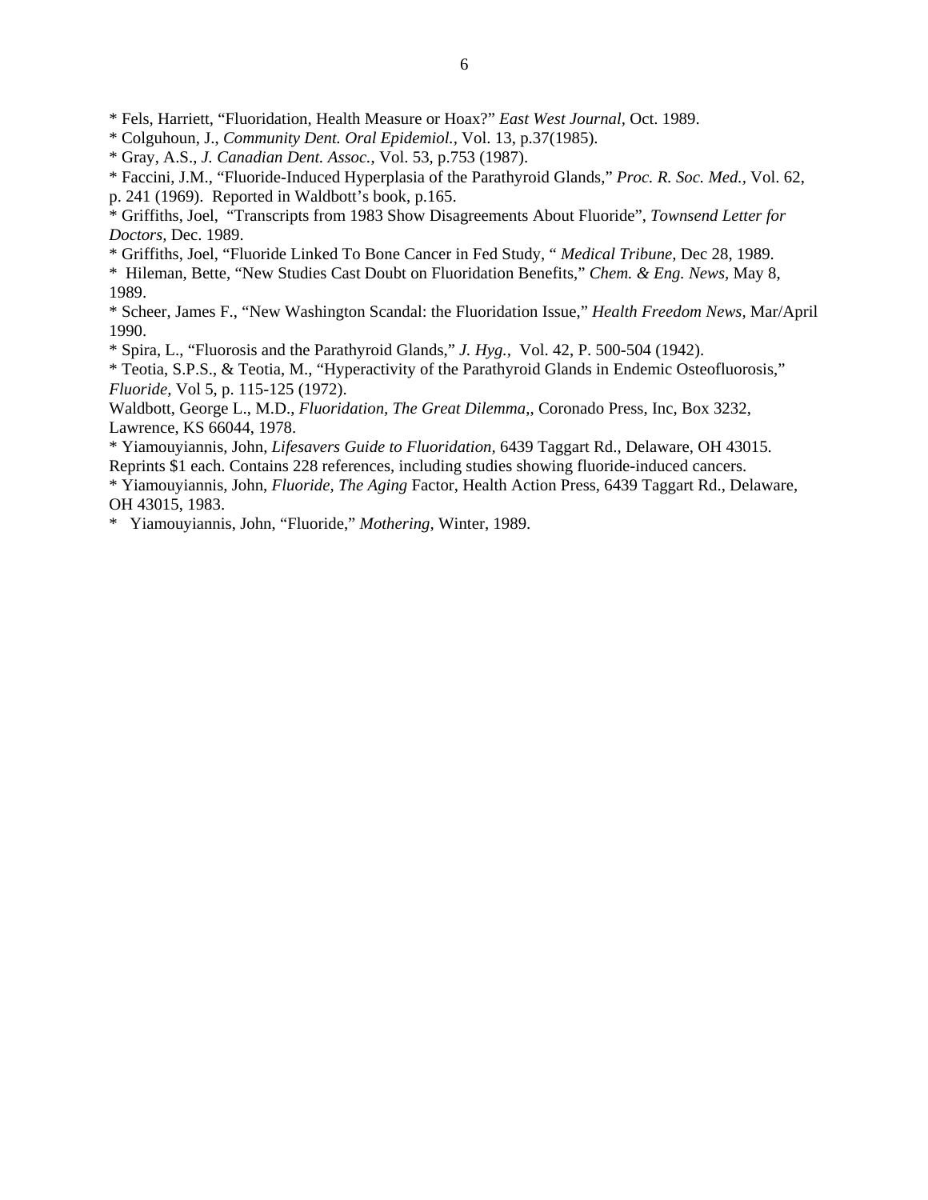* Fels, Harriett, "Fluoridation, Health Measure or Hoax?" *East West Journal*, Oct. 1989.

* Colguhoun, J., *Community Dent. Oral Epidemiol.*, Vol. 13, p.37(1985).

* Gray, A.S., *J. Canadian Dent. Assoc.*, Vol. 53, p.753 (1987).

* Faccini, J.M., "Fluoride-Induced Hyperplasia of the Parathyroid Glands," *Proc. R. Soc. Med.*, Vol. 62, p. 241 (1969). Reported in Waldbott's book, p.165.

* Griffiths, Joel, "Transcripts from 1983 Show Disagreements About Fluoride", *Townsend Letter for Doctors*, Dec. 1989.

* Griffiths, Joel, "Fluoride Linked To Bone Cancer in Fed Study, " *Medical Tribune*, Dec 28, 1989.

* Hileman, Bette, "New Studies Cast Doubt on Fluoridation Benefits," *Chem. & Eng. News*, May 8, 1989.

* Scheer, James F., "New Washington Scandal: the Fluoridation Issue," *Health Freedom News*, Mar/April 1990.

* Spira, L., "Fluorosis and the Parathyroid Glands," *J. Hyg.*, Vol. 42, P. 500-504 (1942).

* Teotia, S.P.S., & Teotia, M., "Hyperactivity of the Parathyroid Glands in Endemic Osteofluorosis," *Fluoride*, Vol 5, p. 115-125 (1972).

Waldbott, George L., M.D., *Fluoridation, The Great Dilemma*,, Coronado Press, Inc, Box 3232, Lawrence, KS 66044, 1978.

* Yiamouyiannis, John, *Lifesavers Guide to Fluoridation*, 6439 Taggart Rd., Delaware, OH 43015. Reprints $1 each. Contains 228 references, including studies showing fluoride-induced cancers.

* Yiamouyiannis, John, *Fluoride, The Aging* Factor, Health Action Press, 6439 Taggart Rd., Delaware, OH 43015, 1983.

* Yiamouyiannis, John, "Fluoride," *Mothering*, Winter, 1989.